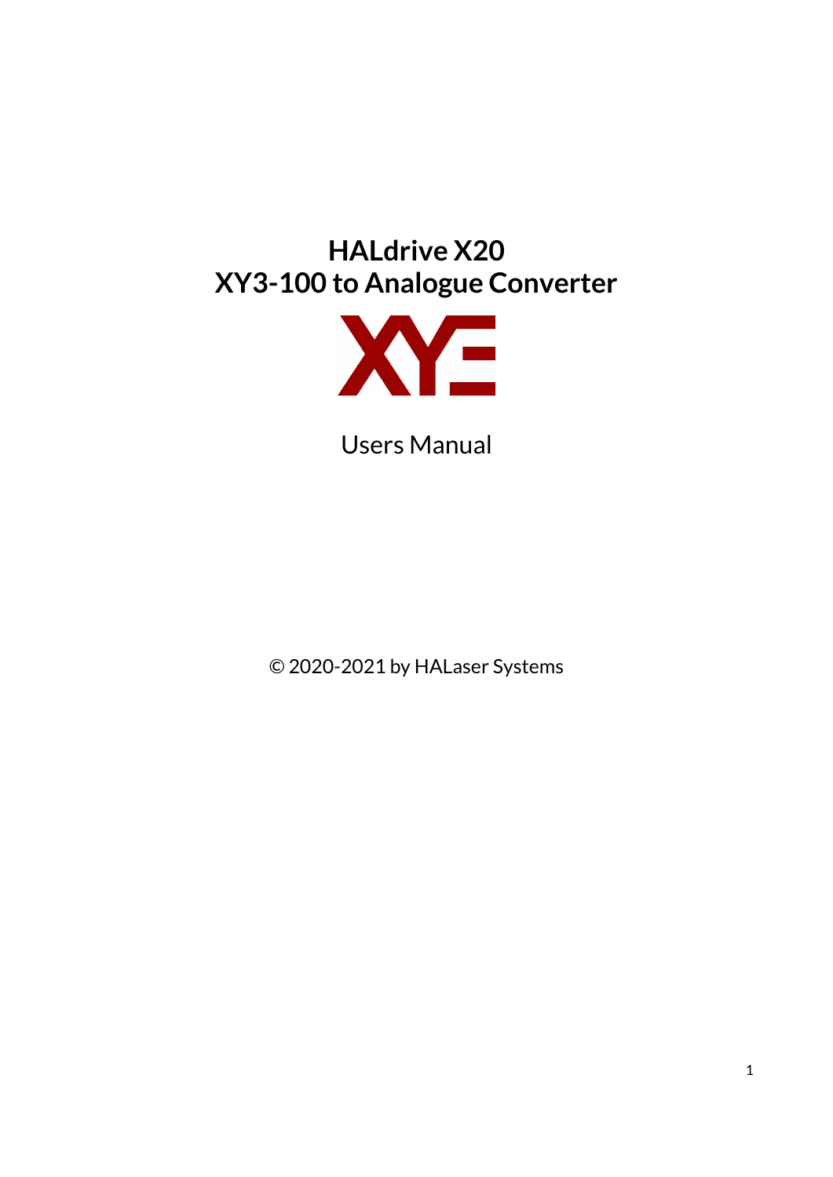# HALdrive X20
# XY3-100 to Analogue Converter

Users Manual

© 2020-2021 by HALaser Systems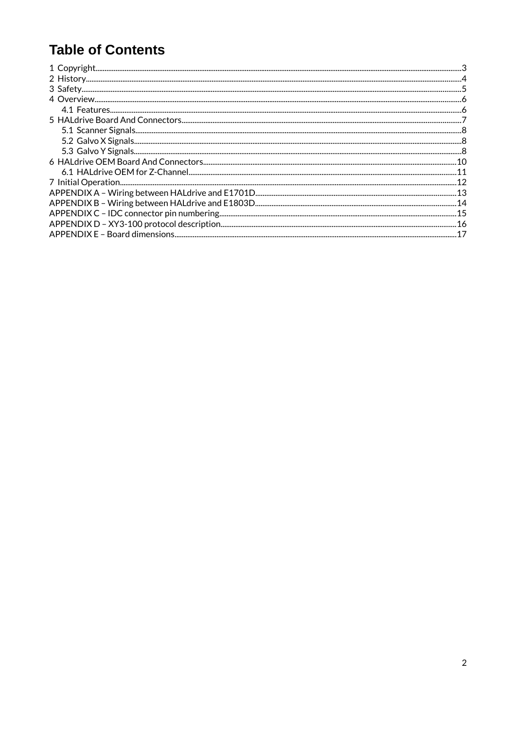# Table of Contents

1 Copyright....3
2 History....4
3 Safety....5
4 Overview....6
 4.1 Features....6
5 HALdrive Board And Connectors....7
 5.1 Scanner Signals....8
 5.2 Galvo X Signals....8
 5.3 Galvo Y Signals....8
6 HALdrive OEM Board And Connectors....10
 6.1 HALdrive OEM for Z-Channel....11
7 Initial Operation....12
APPENDIX A – Wiring between HALdrive and E1701D....13
APPENDIX B – Wiring between HALdrive and E1803D....14
APPENDIX C – IDC connector pin numbering....15
APPENDIX D – XY3-100 protocol description....16
APPENDIX E – Board dimensions....17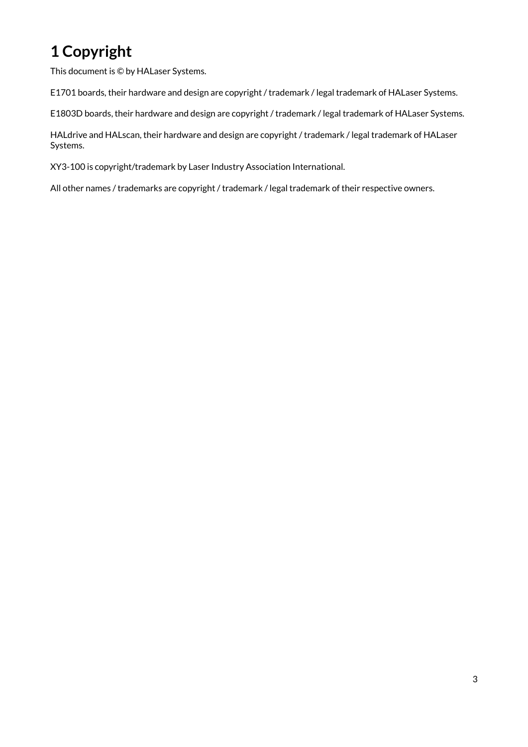# 1 Copyright

This document is © by HALaser Systems.

E1701 boards, their hardware and design are copyright / trademark / legal trademark of HALaser Systems.

E1803D boards, their hardware and design are copyright / trademark / legal trademark of HALaser Systems.

HALdrive and HALscan, their hardware and design are copyright / trademark / legal trademark of HALaser Systems.

XY3-100 is copyright/trademark by Laser Industry Association International.

All other names / trademarks are copyright / trademark / legal trademark of their respective owners.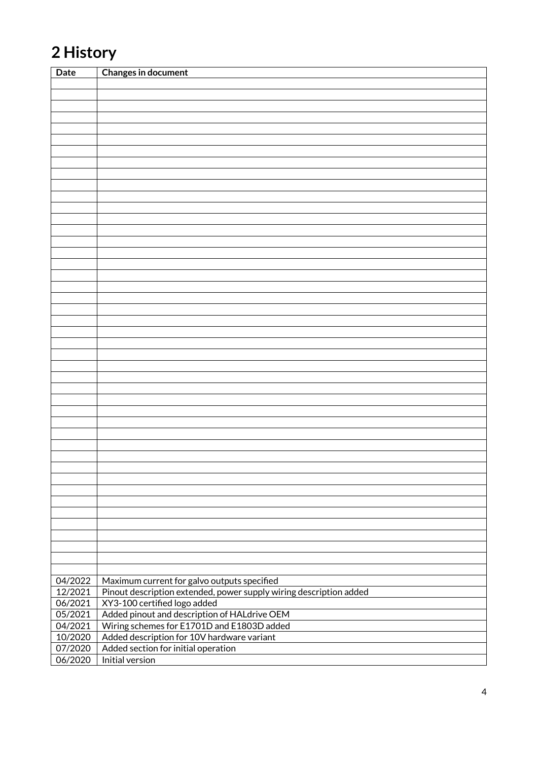# 2 History

| Date | Changes in document |
|---|---|
| 04/2022 | Maximum current for galvo outputs specified |
| 12/2021 | Pinout description extended, power supply wiring description added |
| 06/2021 | XY3-100 certified logo added |
| 05/2021 | Added pinout and description of HALdrive OEM |
| 04/2021 | Wiring schemes for E1701D and E1803D added |
| 10/2020 | Added description for 10V hardware variant |
| 07/2020 | Added section for initial operation |
| 06/2020 | Initial version |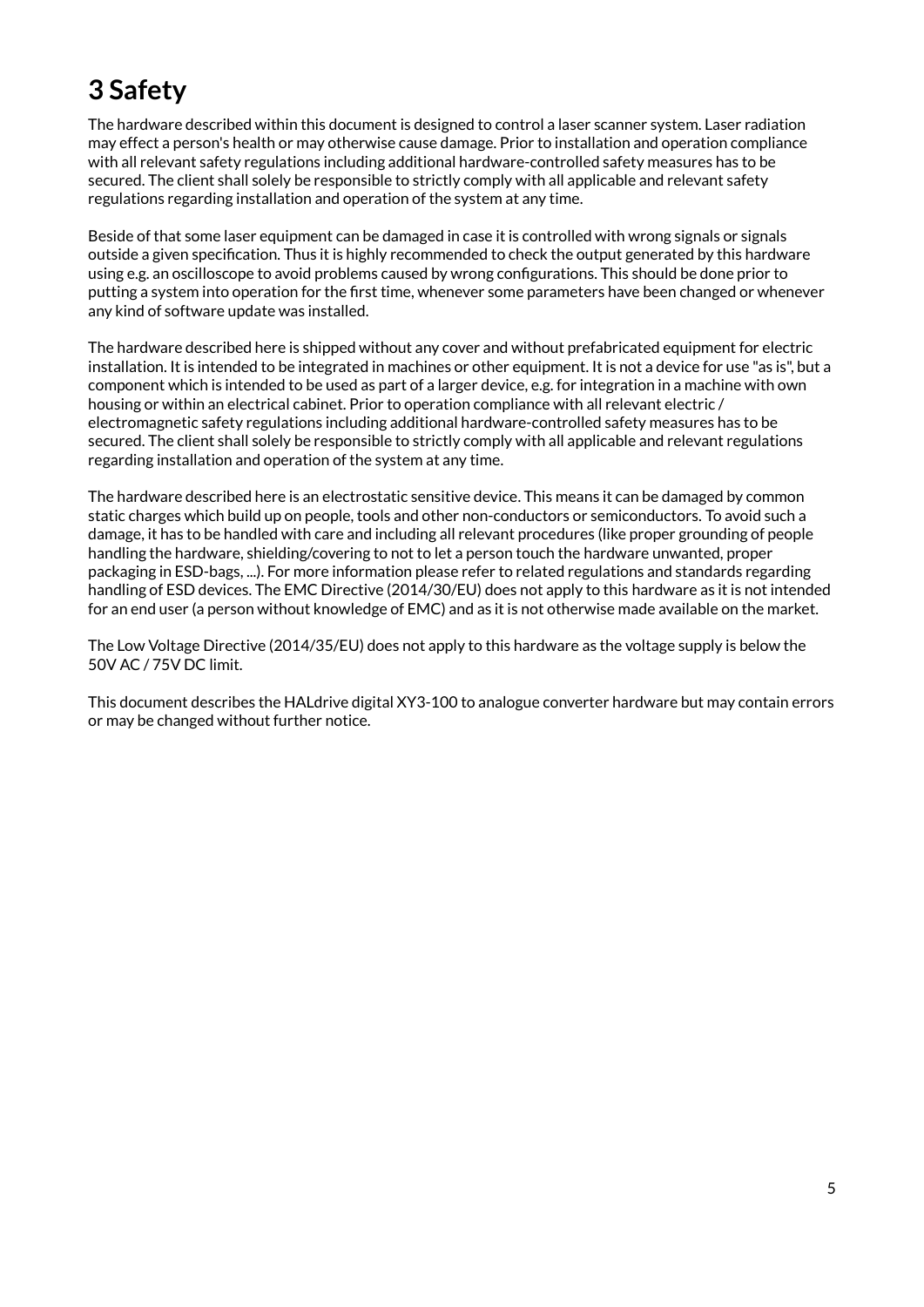# 3 Safety

The hardware described within this document is designed to control a laser scanner system. Laser radiation may effect a person's health or may otherwise cause damage. Prior to installation and operation compliance with all relevant safety regulations including additional hardware-controlled safety measures has to be secured. The client shall solely be responsible to strictly comply with all applicable and relevant safety regulations regarding installation and operation of the system at any time.

Beside of that some laser equipment can be damaged in case it is controlled with wrong signals or signals outside a given specification. Thus it is highly recommended to check the output generated by this hardware using e.g. an oscilloscope to avoid problems caused by wrong configurations. This should be done prior to putting a system into operation for the first time, whenever some parameters have been changed or whenever any kind of software update was installed.

The hardware described here is shipped without any cover and without prefabricated equipment for electric installation. It is intended to be integrated in machines or other equipment. It is not a device for use "as is", but a component which is intended to be used as part of a larger device, e.g. for integration in a machine with own housing or within an electrical cabinet. Prior to operation compliance with all relevant electric / electromagnetic safety regulations including additional hardware-controlled safety measures has to be secured. The client shall solely be responsible to strictly comply with all applicable and relevant regulations regarding installation and operation of the system at any time.

The hardware described here is an electrostatic sensitive device. This means it can be damaged by common static charges which build up on people, tools and other non-conductors or semiconductors. To avoid such a damage, it has to be handled with care and including all relevant procedures (like proper grounding of people handling the hardware, shielding/covering to not to let a person touch the hardware unwanted, proper packaging in ESD-bags, ...). For more information please refer to related regulations and standards regarding handling of ESD devices. The EMC Directive (2014/30/EU) does not apply to this hardware as it is not intended for an end user (a person without knowledge of EMC) and as it is not otherwise made available on the market.

The Low Voltage Directive (2014/35/EU) does not apply to this hardware as the voltage supply is below the 50V AC / 75V DC limit.

This document describes the HALdrive digital XY3-100 to analogue converter hardware but may contain errors or may be changed without further notice.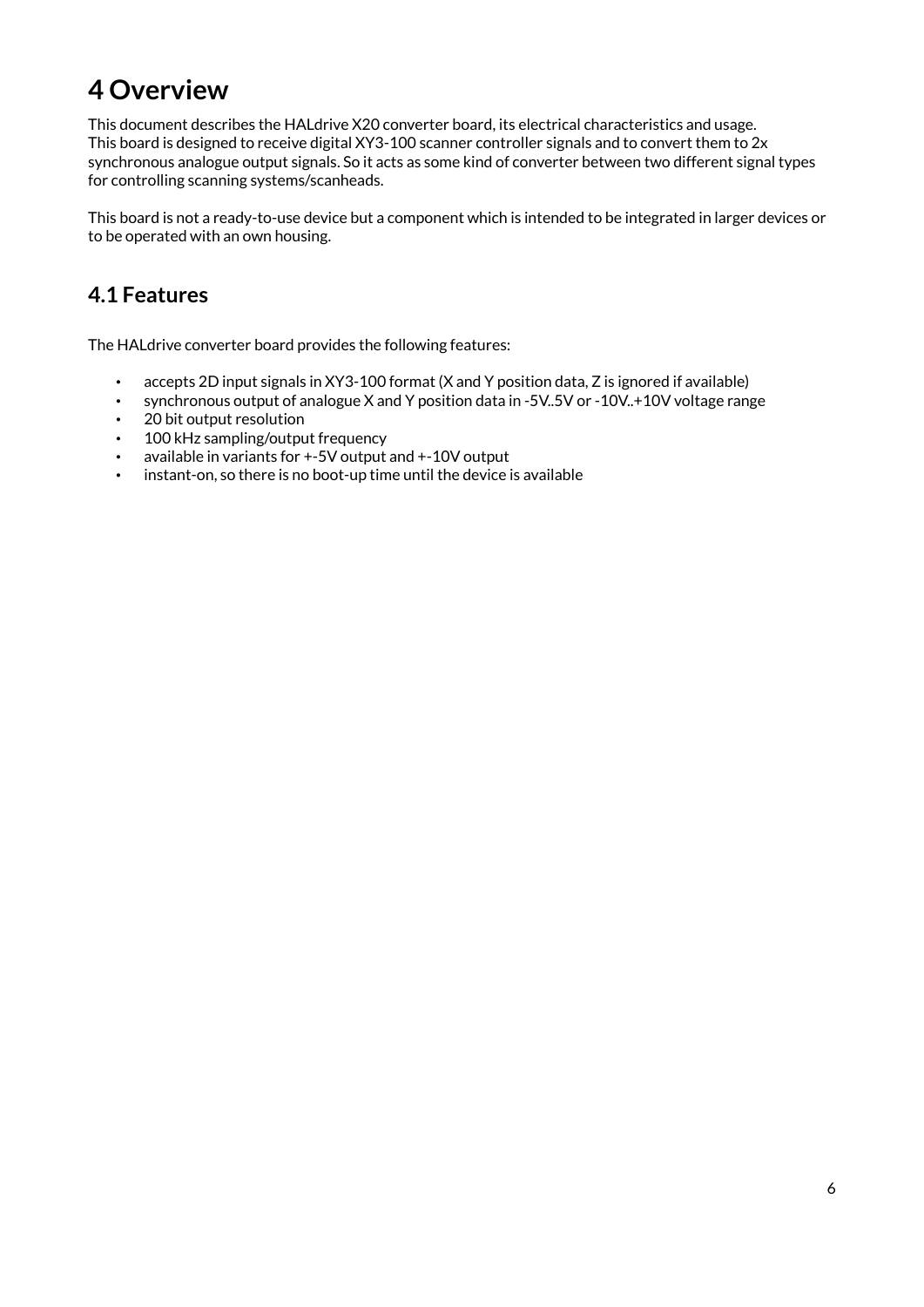# 4 Overview

This document describes the HALdrive X20 converter board, its electrical characteristics and usage.
This board is designed to receive digital XY3-100 scanner controller signals and to convert them to 2x synchronous analogue output signals. So it acts as some kind of converter between two different signal types for controlling scanning systems/scanheads.

This board is not a ready-to-use device but a component which is intended to be integrated in larger devices or to be operated with an own housing.

## 4.1 Features

The HALdrive converter board provides the following features:

- accepts 2D input signals in XY3-100 format (X and Y position data, Z is ignored if available)
- synchronous output of analogue X and Y position data in -5V..5V or -10V..+10V voltage range
- 20 bit output resolution
- 100 kHz sampling/output frequency
- available in variants for +-5V output and +-10V output
- instant-on, so there is no boot-up time until the device is available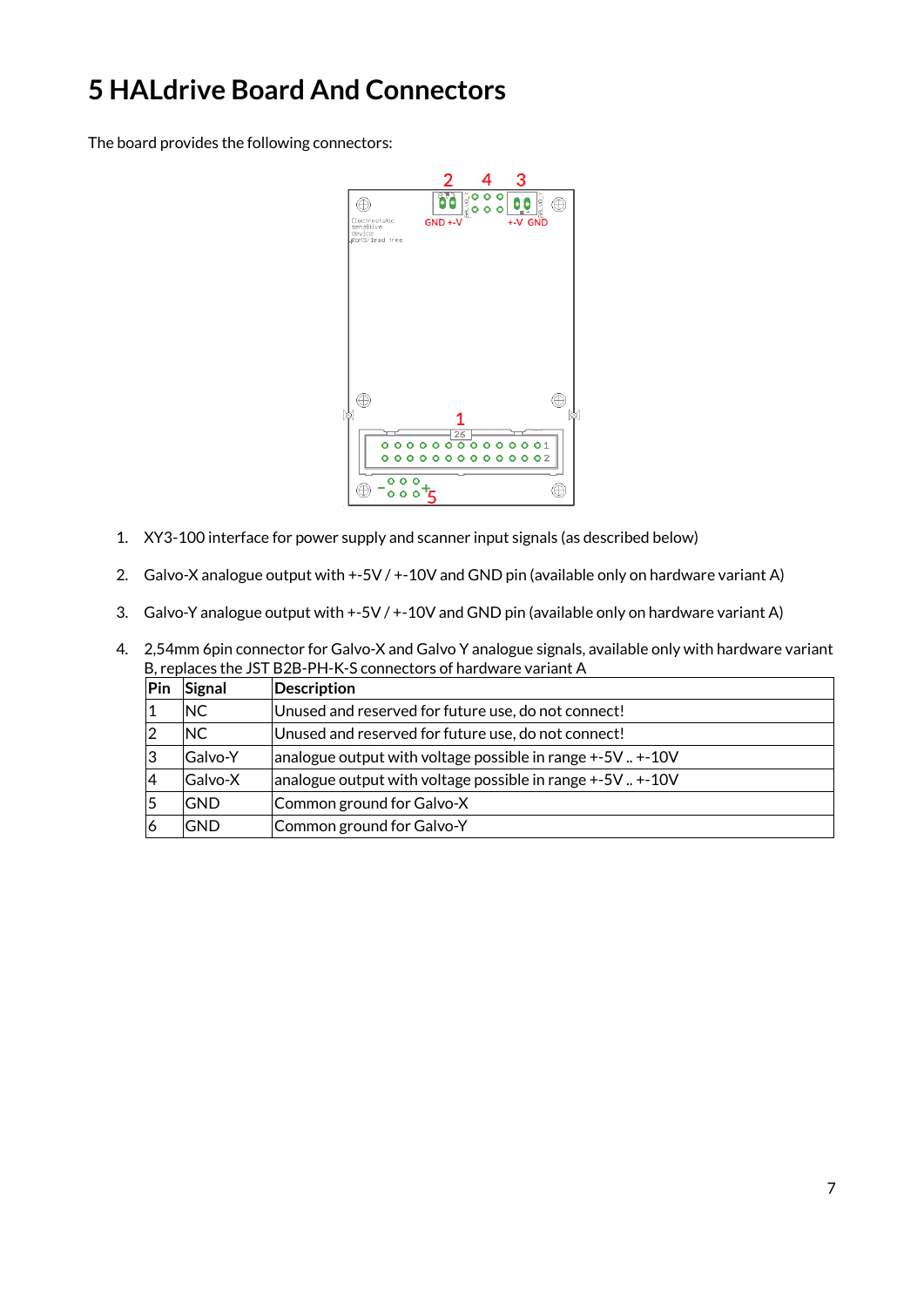# 5 HALdrive Board And Connectors

The board provides the following connectors:

1. XY3-100 interface for power supply and scanner input signals (as described below)
2. Galvo-X analogue output with +-5V / +-10V and GND pin (available only on hardware variant A)
3. Galvo-Y analogue output with +-5V / +-10V and GND pin (available only on hardware variant A)
4. 2,54mm 6pin connector for Galvo-X and Galvo Y analogue signals, available only with hardware variant B, replaces the JST B2B-PH-K-S connectors of hardware variant A

| Pin | Signal | Description |
|---|---|---|
| 1 | NC | Unused and reserved for future use, do not connect! |
| 2 | NC | Unused and reserved for future use, do not connect! |
| 3 | Galvo-Y | analogue output with voltage possible in range +-5V .. +-10V |
| 4 | Galvo-X | analogue output with voltage possible in range +-5V .. +-10V |
| 5 | GND | Common ground for Galvo-X |
| 6 | GND | Common ground for Galvo-Y |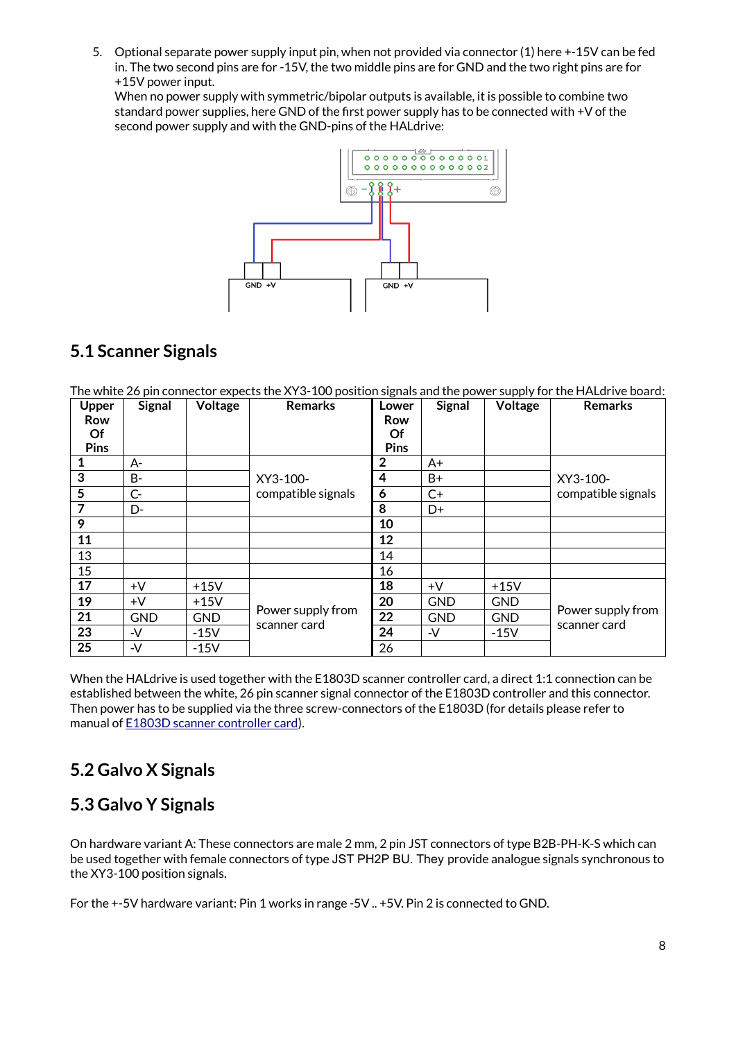5. Optional separate power supply input pin, when not provided via connector (1) here +-15V can be fed in. The two second pins are for -15V, the two middle pins are for GND and the two right pins are for +15V power input.
   When no power supply with symmetric/bipolar outputs is available, it is possible to combine two standard power supplies, here GND of the first power supply has to be connected with +V of the second power supply and with the GND-pins of the HALdrive:

## 5.1 Scanner Signals

The white 26 pin connector expects the XY3-100 position signals and the power supply for the HALdrive board:

| Upper Row Of Pins | Signal | Voltage | Remarks | Lower Row Of Pins | Signal | Voltage | Remarks |
|---|---|---|---|---|---|---|---|
| **1** | A- | | XY3-100-compatible signals | **2** | A+ | | XY3-100-compatible signals |
| **3** | B- | | | **4** | B+ | | |
| **5** | C- | | | **6** | C+ | | |
| **7** | D- | | | **8** | D+ | | |
| **9** | | | | **10** | | | |
| **11** | | | | **12** | | | |
| 13 | | | | 14 | | | |
| 15 | | | | 16 | | | |
| **17** | +V | +15V | Power supply from scanner card | **18** | +V | +15V | Power supply from scanner card |
| **19** | +V | +15V | | **20** | GND | GND | |
| **21** | GND | GND | | **22** | GND | GND | |
| **23** | -V | -15V | | **24** | -V | -15V | |
| **25** | -V | -15V | | 26 | | | |

When the HALdrive is used together with the E1803D scanner controller card, a direct 1:1 connection can be established between the white, 26 pin scanner signal connector of the E1803D controller and this connector. Then power has to be supplied via the three screw-connectors of the E1803D (for details please refer to manual of [E1803D scanner controller card](E1803D scanner controller card)).

## 5.2 Galvo X Signals

## 5.3 Galvo Y Signals

On hardware variant A: These connectors are male 2 mm, 2 pin JST connectors of type B2B-PH-K-S which can be used together with female connectors of type JST PH2P BU. They provide analogue signals synchronous to the XY3-100 position signals.

For the +-5V hardware variant: Pin 1 works in range -5V .. +5V. Pin 2 is connected to GND.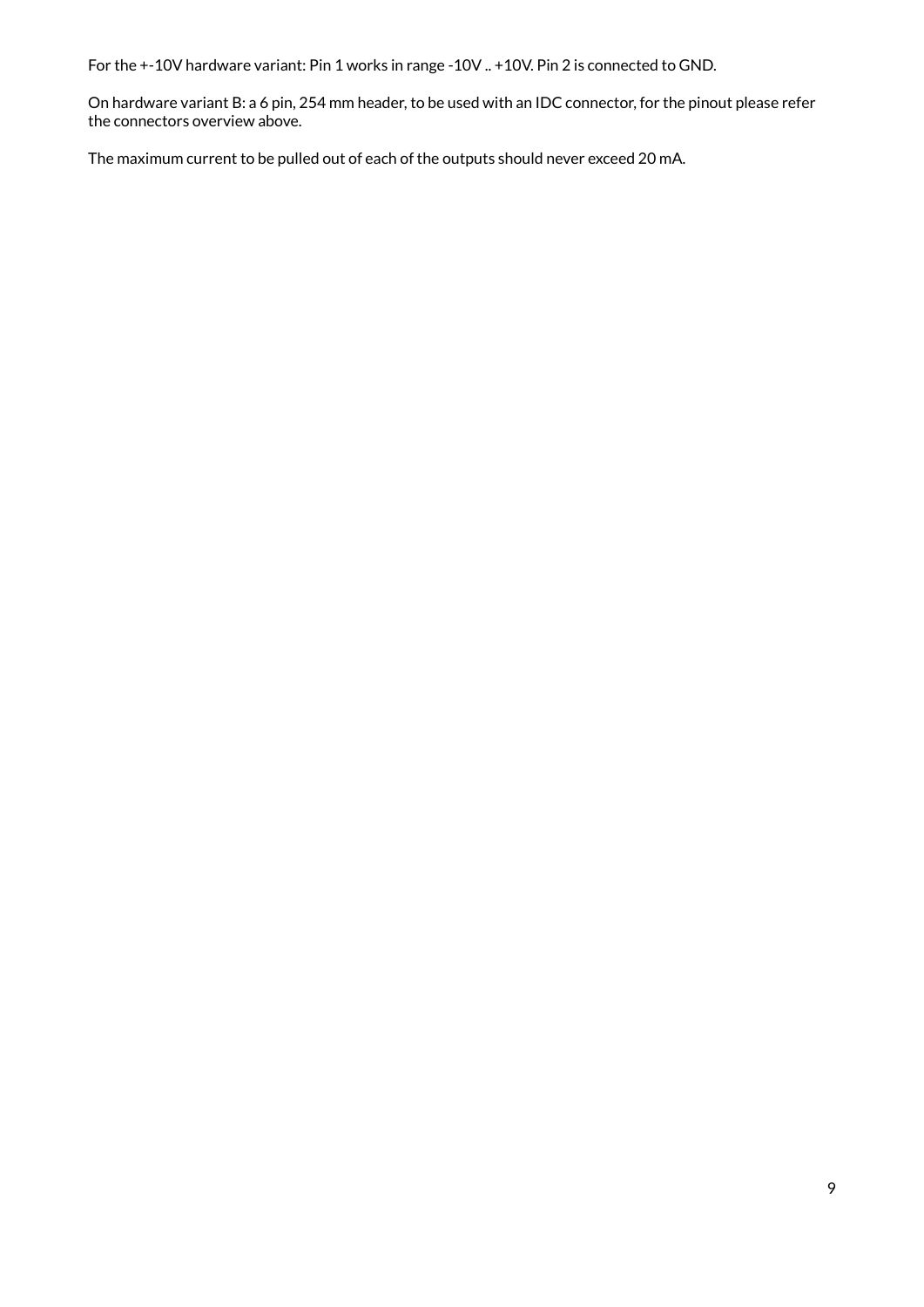For the +-10V hardware variant: Pin 1 works in range -10V .. +10V. Pin 2 is connected to GND.

On hardware variant B: a 6 pin, 254 mm header, to be used with an IDC connector, for the pinout please refer the connectors overview above.

The maximum current to be pulled out of each of the outputs should never exceed 20 mA.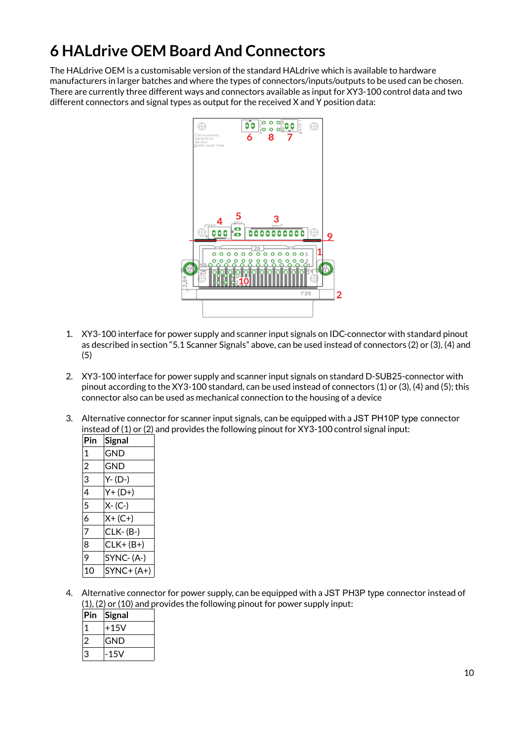# 6 HALdrive OEM Board And Connectors

The HALdrive OEM is a customisable version of the standard HALdrive which is available to hardware manufacturers in larger batches and where the types of connectors/inputs/outputs to be used can be chosen. There are currently three different ways and connectors available as input for XY3-100 control data and two different connectors and signal types as output for the received X and Y position data:

1. XY3-100 interface for power supply and scanner input signals on IDC-connector with standard pinout as described in section "5.1 Scanner Signals" above, can be used instead of connectors (2) or (3), (4) and (5)

2. XY3-100 interface for power supply and scanner input signals on standard D-SUB25-connector with pinout according to the XY3-100 standard, can be used instead of connectors (1) or (3), (4) and (5); this connector also can be used as mechanical connection to the housing of a device

3. Alternative connector for scanner input signals, can be equipped with a JST PH10P type connector instead of (1) or (2) and provides the following pinout for XY3-100 control signal input:

| Pin | Signal |
|---|---|
| 1 | GND |
| 2 | GND |
| 3 | Y- (D-) |
| 4 | Y+ (D+) |
| 5 | X- (C-) |
| 6 | X+ (C+) |
| 7 | CLK- (B-) |
| 8 | CLK+ (B+) |
| 9 | SYNC- (A-) |
| 10 | SYNC+ (A+) |

4. Alternative connector for power supply, can be equipped with a JST PH3P type connector instead of (1), (2) or (10) and provides the following pinout for power supply input:

| Pin | Signal |
|---|---|
| 1 | +15V |
| 2 | GND |
| 3 | -15V |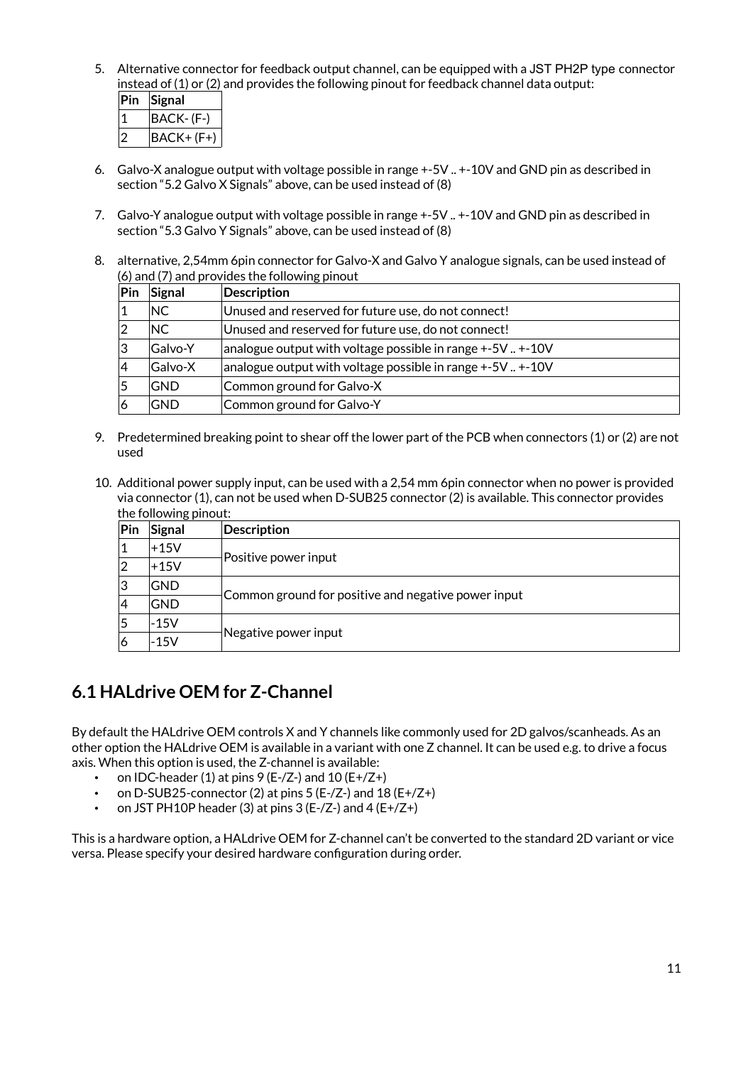5. Alternative connector for feedback output channel, can be equipped with a JST PH2P type connector instead of (1) or (2) and provides the following pinout for feedback channel data output:

| Pin | Signal |
|---|---|
| 1 | BACK- (F-) |
| 2 | BACK+ (F+) |

6. Galvo-X analogue output with voltage possible in range +-5V .. +-10V and GND pin as described in section "5.2 Galvo X Signals" above, can be used instead of (8)

7. Galvo-Y analogue output with voltage possible in range +-5V .. +-10V and GND pin as described in section "5.3 Galvo Y Signals" above, can be used instead of (8)

8. alternative, 2,54mm 6pin connector for Galvo-X and Galvo Y analogue signals, can be used instead of (6) and (7) and provides the following pinout

| Pin | Signal | Description |
|---|---|---|
| 1 | NC | Unused and reserved for future use, do not connect! |
| 2 | NC | Unused and reserved for future use, do not connect! |
| 3 | Galvo-Y | analogue output with voltage possible in range +-5V .. +-10V |
| 4 | Galvo-X | analogue output with voltage possible in range +-5V .. +-10V |
| 5 | GND | Common ground for Galvo-X |
| 6 | GND | Common ground for Galvo-Y |

9. Predetermined breaking point to shear off the lower part of the PCB when connectors (1) or (2) are not used

10. Additional power supply input, can be used with a 2,54 mm 6pin connector when no power is provided via connector (1), can not be used when D-SUB25 connector (2) is available. This connector provides the following pinout:

| Pin | Signal | Description |
|---|---|---|
| 1 | +15V | Positive power input |
| 2 | +15V | |
| 3 | GND | Common ground for positive and negative power input |
| 4 | GND | |
| 5 | -15V | Negative power input |
| 6 | -15V | |

## 6.1 HALdrive OEM for Z-Channel

By default the HALdrive OEM controls X and Y channels like commonly used for 2D galvos/scanheads. As an other option the HALdrive OEM is available in a variant with one Z channel. It can be used e.g. to drive a focus axis. When this option is used, the Z-channel is available:

- on IDC-header (1) at pins 9 (E-/Z-) and 10 (E+/Z+)
- on D-SUB25-connector (2) at pins 5 (E-/Z-) and 18 (E+/Z+)
- on JST PH10P header (3) at pins 3 (E-/Z-) and 4 (E+/Z+)

This is a hardware option, a HALdrive OEM for Z-channel can't be converted to the standard 2D variant or vice versa. Please specify your desired hardware configuration during order.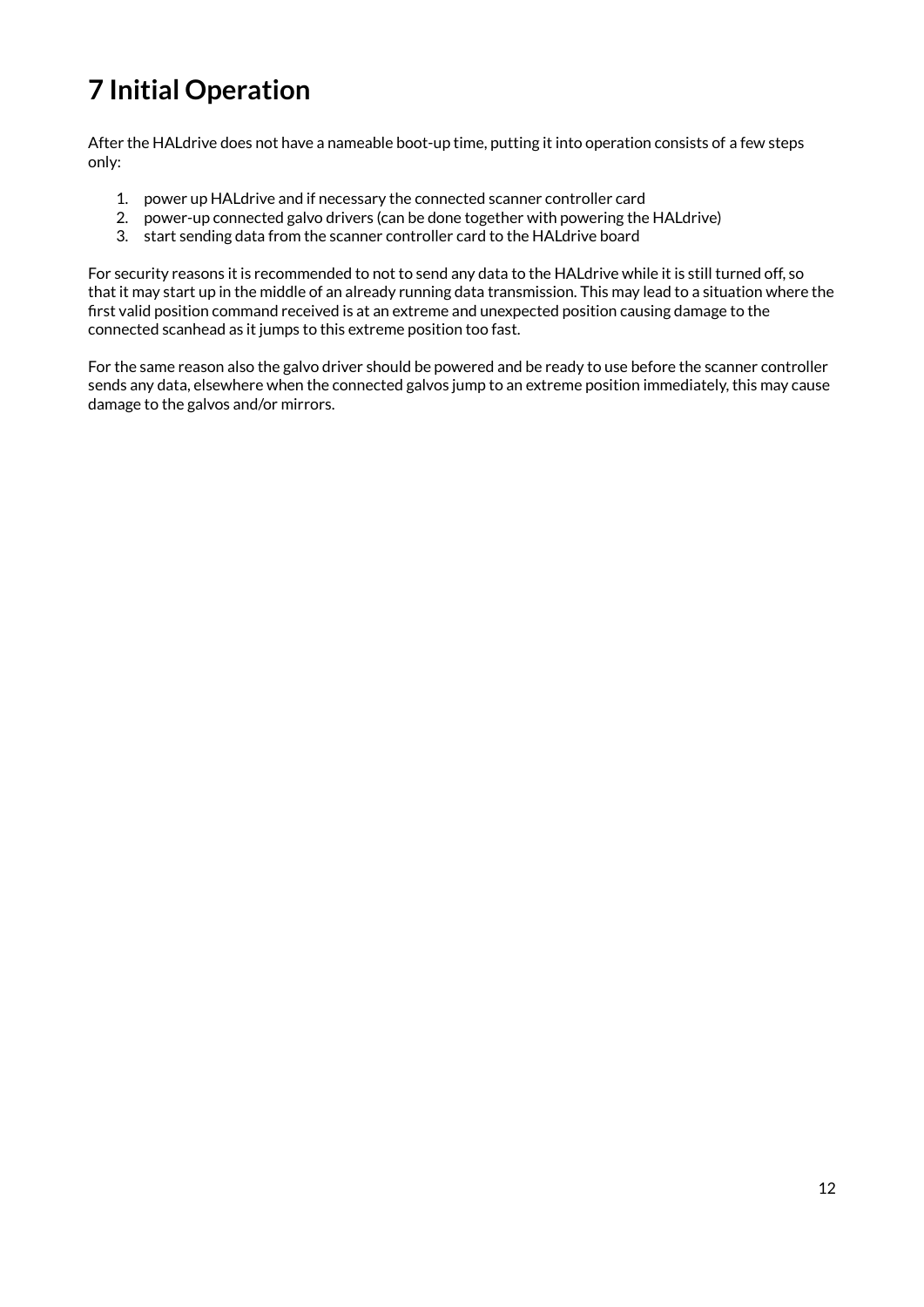# 7 Initial Operation

After the HALdrive does not have a nameable boot-up time, putting it into operation consists of a few steps only:

1. power up HALdrive and if necessary the connected scanner controller card
2. power-up connected galvo drivers (can be done together with powering the HALdrive)
3. start sending data from the scanner controller card to the HALdrive board

For security reasons it is recommended to not to send any data to the HALdrive while it is still turned off, so that it may start up in the middle of an already running data transmission. This may lead to a situation where the first valid position command received is at an extreme and unexpected position causing damage to the connected scanhead as it jumps to this extreme position too fast.

For the same reason also the galvo driver should be powered and be ready to use before the scanner controller sends any data, elsewhere when the connected galvos jump to an extreme position immediately, this may cause damage to the galvos and/or mirrors.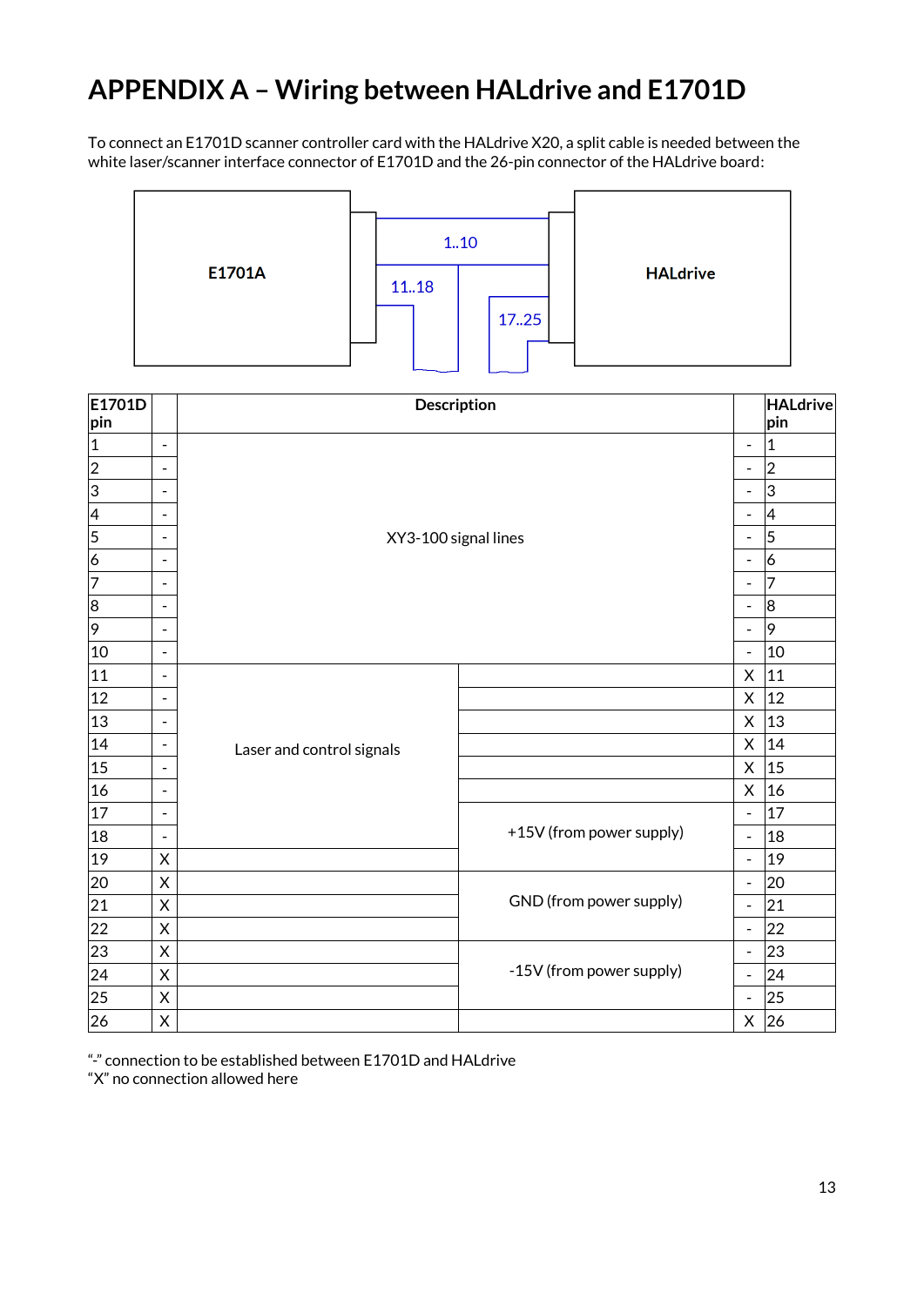# APPENDIX A – Wiring between HALdrive and E1701D

To connect an E1701D scanner controller card with the HALdrive X20, a split cable is needed between the white laser/scanner interface connector of E1701D and the 26-pin connector of the HALdrive board:

E1701A — 1..10 — HALdrive
11..18 (E1701A side)
17..25 (HALdrive side)

| E1701D pin | | Description | | | HALdrive pin |
|---|---|---|---|---|---|
| 1 | - | XY3-100 signal lines | | - | 1 |
| 2 | - | | | - | 2 |
| 3 | - | | | - | 3 |
| 4 | - | | | - | 4 |
| 5 | - | | | - | 5 |
| 6 | - | | | - | 6 |
| 7 | - | | | - | 7 |
| 8 | - | | | - | 8 |
| 9 | - | | | - | 9 |
| 10 | - | | | - | 10 |
| 11 | - | Laser and control signals | | X | 11 |
| 12 | - | | | X | 12 |
| 13 | - | | | X | 13 |
| 14 | - | | | X | 14 |
| 15 | - | | | X | 15 |
| 16 | - | | | X | 16 |
| 17 | - | | +15V (from power supply) | - | 17 |
| 18 | - | | | - | 18 |
| 19 | X | | | - | 19 |
| 20 | X | | GND (from power supply) | - | 20 |
| 21 | X | | | - | 21 |
| 22 | X | | | - | 22 |
| 23 | X | | -15V (from power supply) | - | 23 |
| 24 | X | | | - | 24 |
| 25 | X | | | - | 25 |
| 26 | X | | | X | 26 |

"-" connection to be established between E1701D and HALdrive
"X" no connection allowed here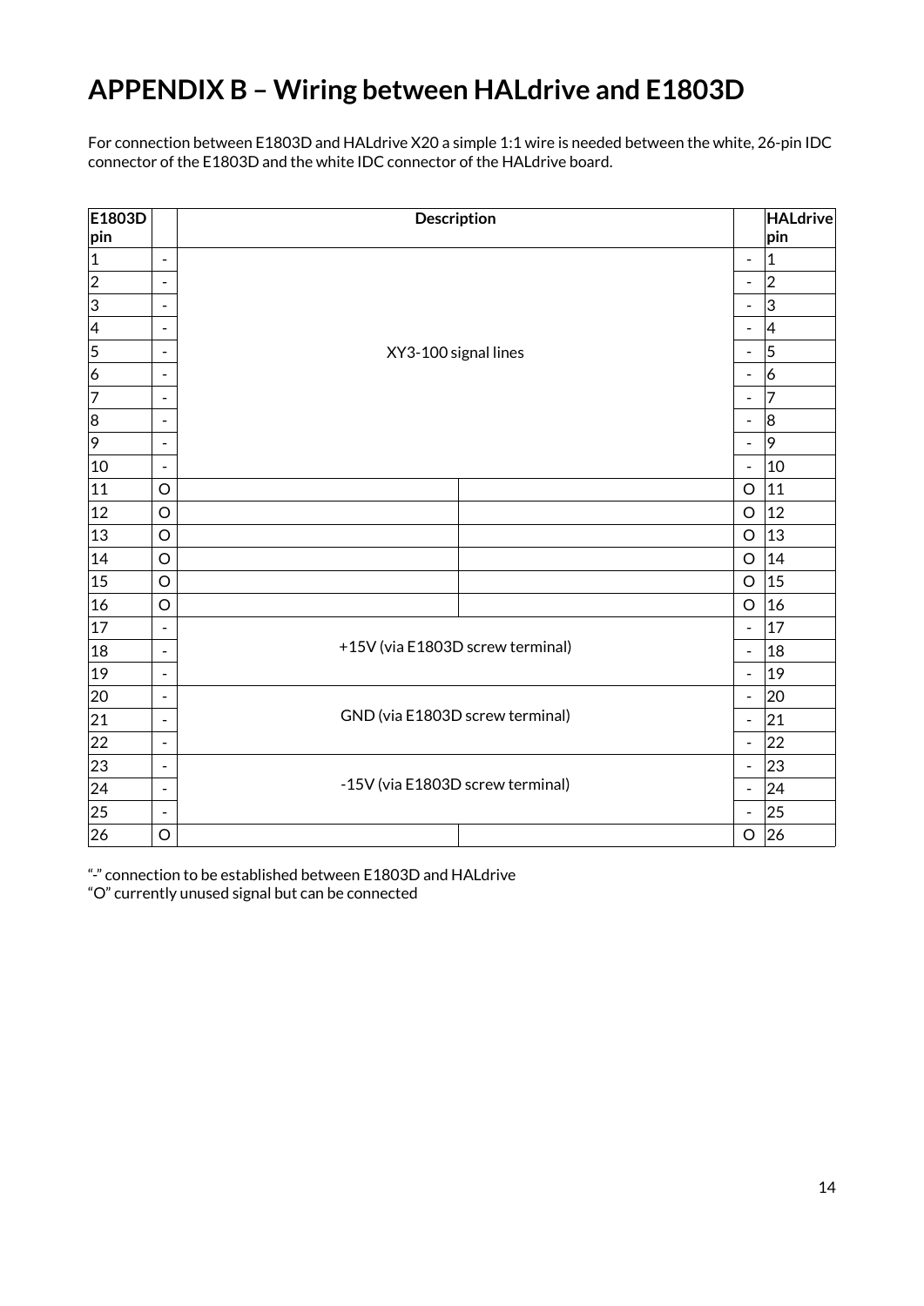# APPENDIX B – Wiring between HALdrive and E1803D

For connection between E1803D and HALdrive X20 a simple 1:1 wire is needed between the white, 26-pin IDC connector of the E1803D and the white IDC connector of the HALdrive board.

| E1803D pin | | Description | | | HALdrive pin |
|---|---|---|---|---|---|
| 1 | - | XY3-100 signal lines | | - | 1 |
| 2 | - | | | - | 2 |
| 3 | - | | | - | 3 |
| 4 | - | | | - | 4 |
| 5 | - | | | - | 5 |
| 6 | - | | | - | 6 |
| 7 | - | | | - | 7 |
| 8 | - | | | - | 8 |
| 9 | - | | | - | 9 |
| 10 | - | | | - | 10 |
| 11 | O | | | O | 11 |
| 12 | O | | | O | 12 |
| 13 | O | | | O | 13 |
| 14 | O | | | O | 14 |
| 15 | O | | | O | 15 |
| 16 | O | | | O | 16 |
| 17 | - | +15V (via E1803D screw terminal) | | - | 17 |
| 18 | - | | | - | 18 |
| 19 | - | | | - | 19 |
| 20 | - | GND (via E1803D screw terminal) | | - | 20 |
| 21 | - | | | - | 21 |
| 22 | - | | | - | 22 |
| 23 | - | -15V (via E1803D screw terminal) | | - | 23 |
| 24 | - | | | - | 24 |
| 25 | - | | | - | 25 |
| 26 | O | | | O | 26 |

"-" connection to be established between E1803D and HALdrive
"O" currently unused signal but can be connected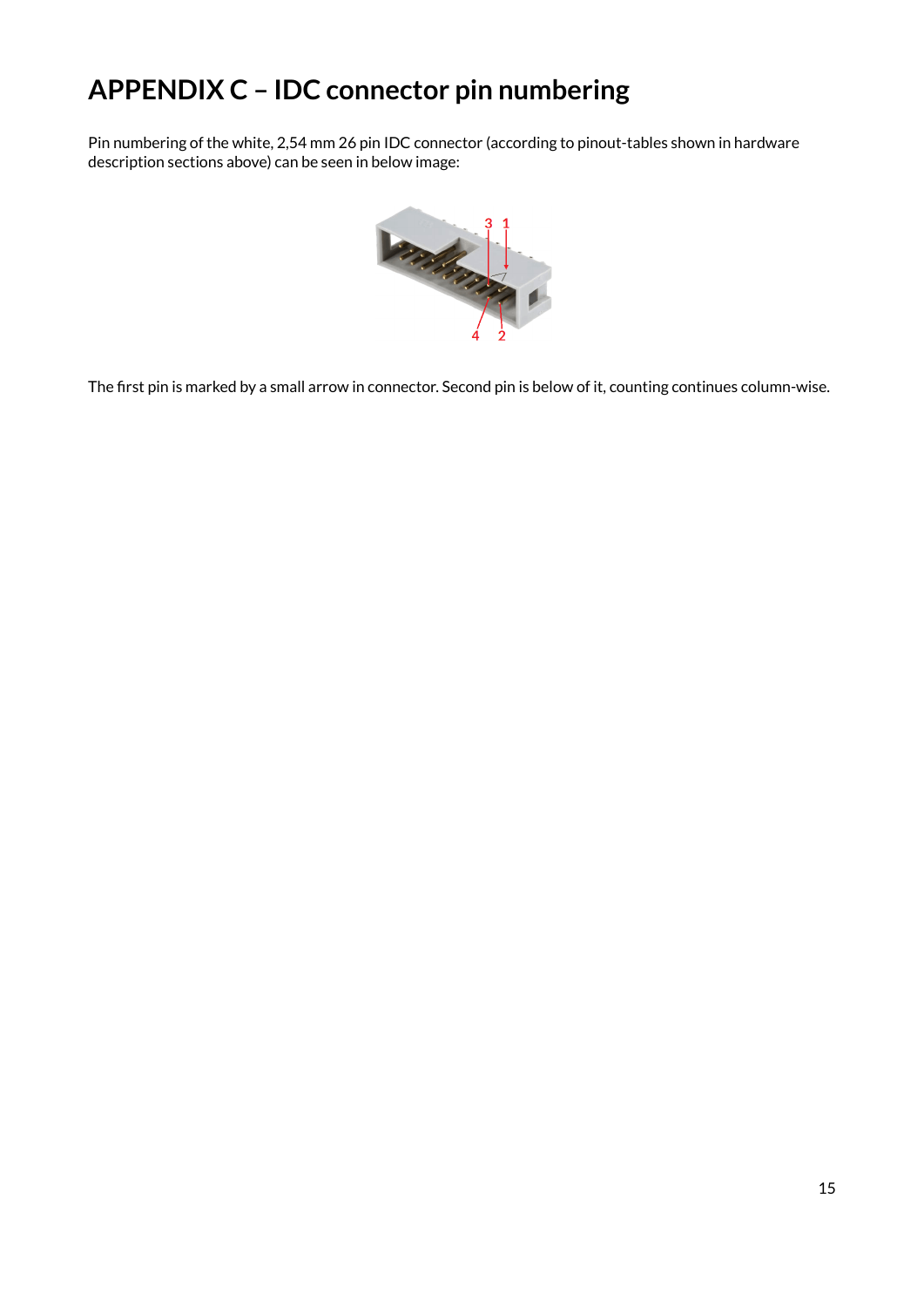# APPENDIX C – IDC connector pin numbering

Pin numbering of the white, 2,54 mm 26 pin IDC connector (according to pinout-tables shown in hardware description sections above) can be seen in below image:

The first pin is marked by a small arrow in connector. Second pin is below of it, counting continues column-wise.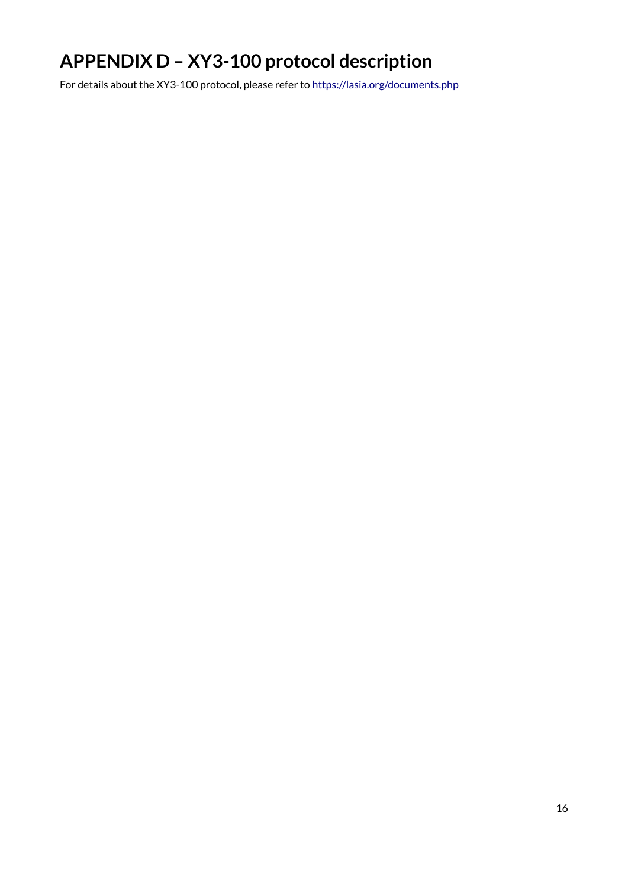# APPENDIX D – XY3-100 protocol description

For details about the XY3-100 protocol, please refer to [https://lasia.org/documents.php](https://lasia.org/documents.php)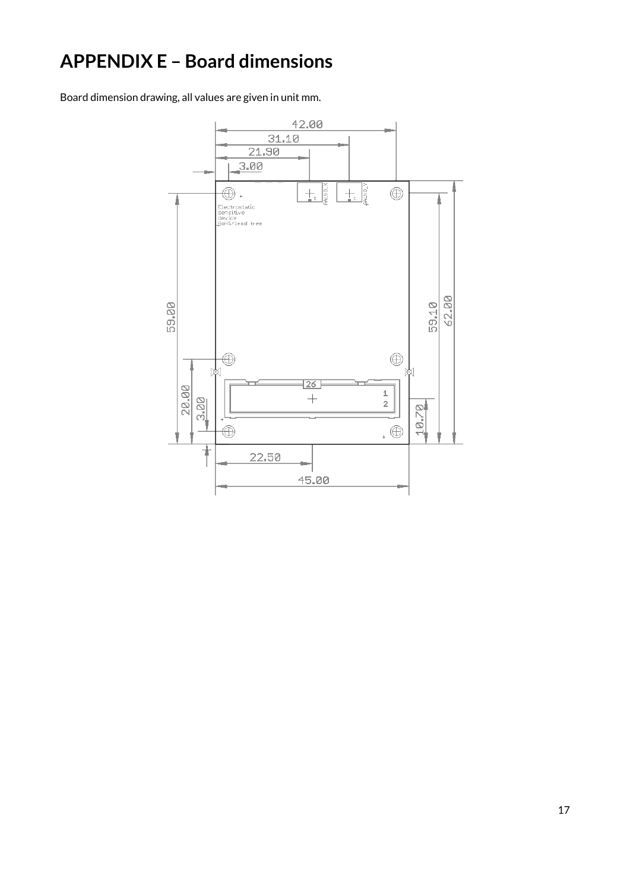# APPENDIX E – Board dimensions

Board dimension drawing, all values are given in unit mm.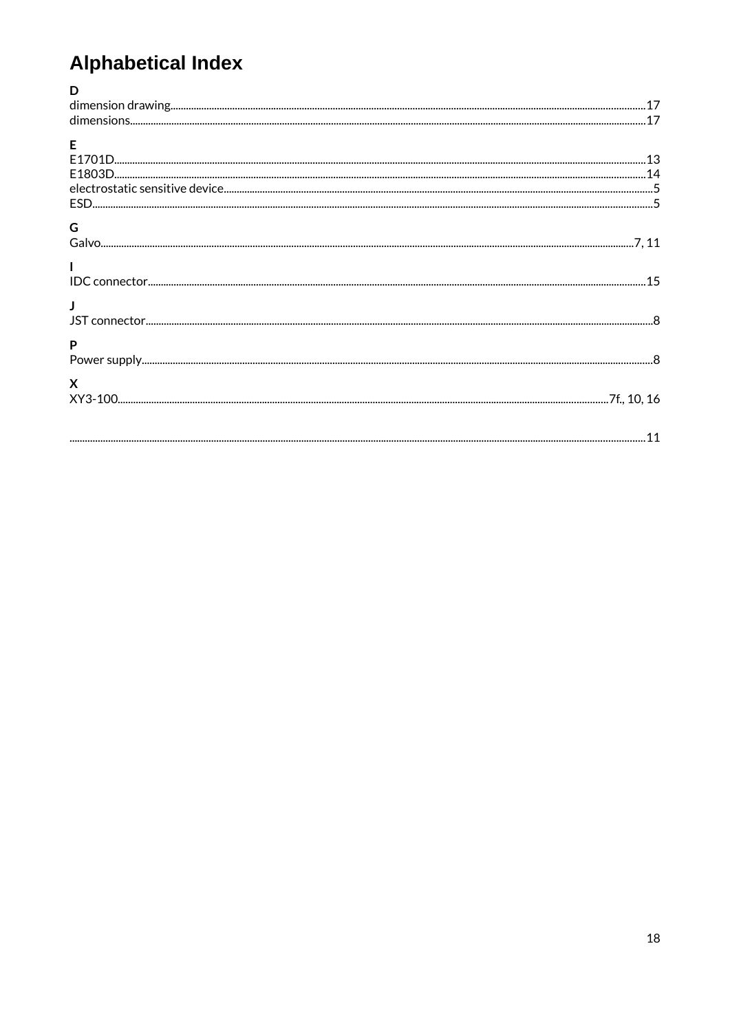# Alphabetical Index

**D**

dimension drawing....17
dimensions....17

**E**

E1701D....13
E1803D....14
electrostatic sensitive device....5
ESD....5

**G**

Galvo....7, 11

**I**

IDC connector....15

**J**

JST connector....8

**P**

Power supply....8

**X**

XY3-100....7f., 10, 16

....11